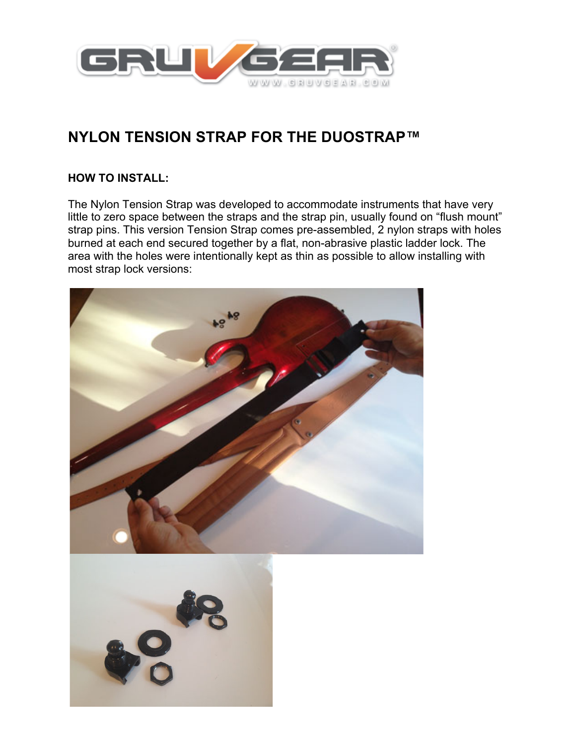# NYLON TENSION STRAP FOR THE DUOSTRAP™

## HOW TO INSTALL:

The Nylon Tension Strap was developed to accommodate instruments that have very little to zero space between the straps and the strap pin, usually found on "flush mount" strap pins. This version Tension Strap comes pre-assembled, 2 nylon straps with holes burned at each end secured together by a flat, non-abrasive plastic ladder lock. The area with the holes were intentionally kept as thin as possible to allow installing with most strap lock versions: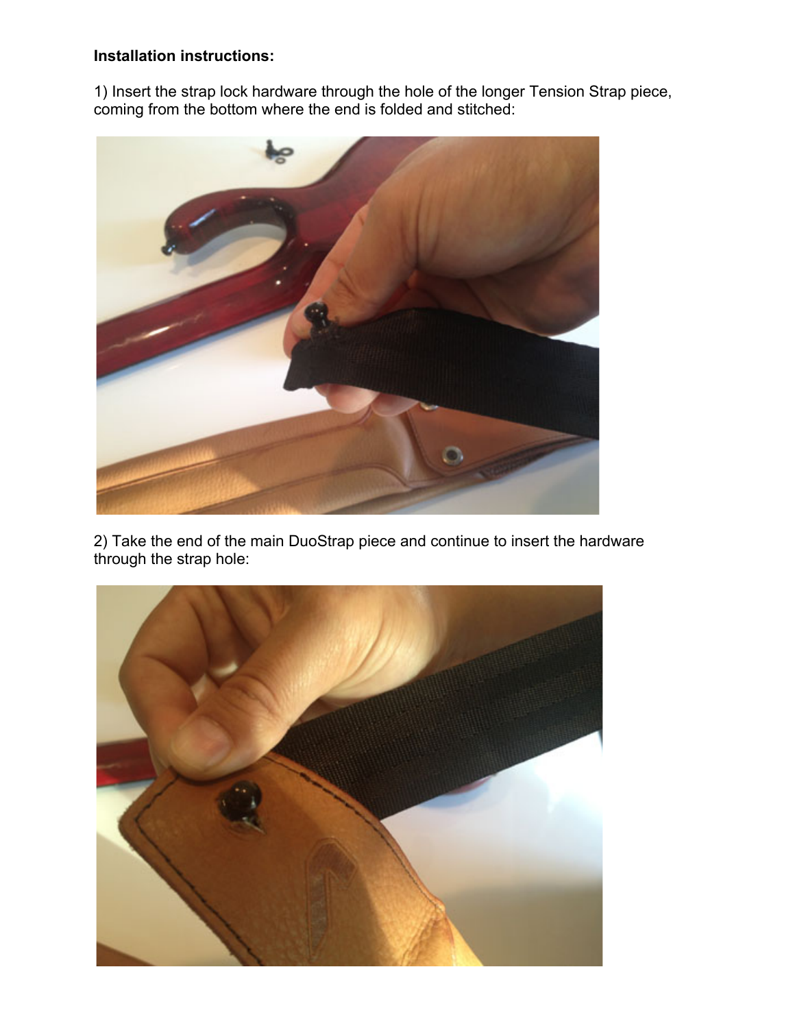**Installation instructions:**

1) Insert the strap lock hardware through the hole of the longer Tension Strap piece, coming from the bottom where the end is folded and stitched:

2) Take the end of the main DuoStrap piece and continue to insert the hardware through the strap hole: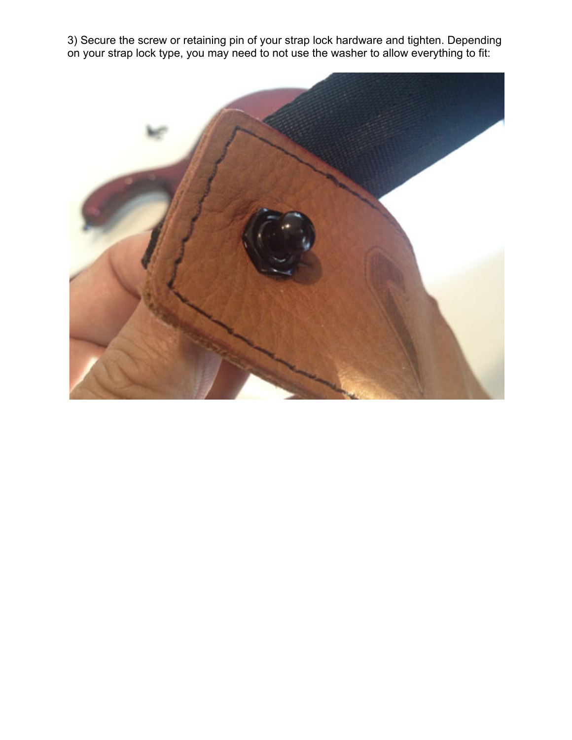3) Secure the screw or retaining pin of your strap lock hardware and tighten. Depending on your strap lock type, you may need to not use the washer to allow everything to fit: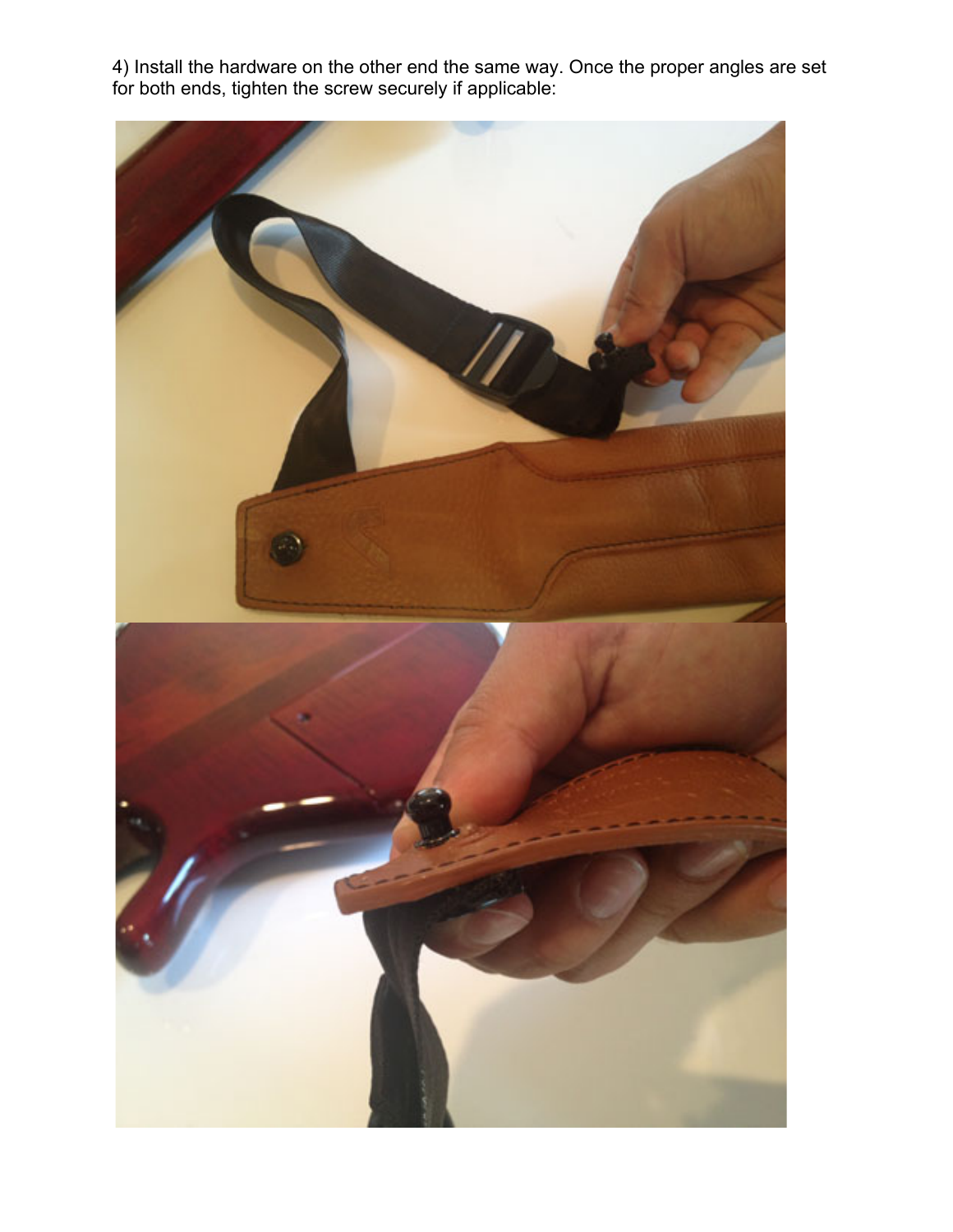4) Install the hardware on the other end the same way. Once the proper angles are set for both ends, tighten the screw securely if applicable: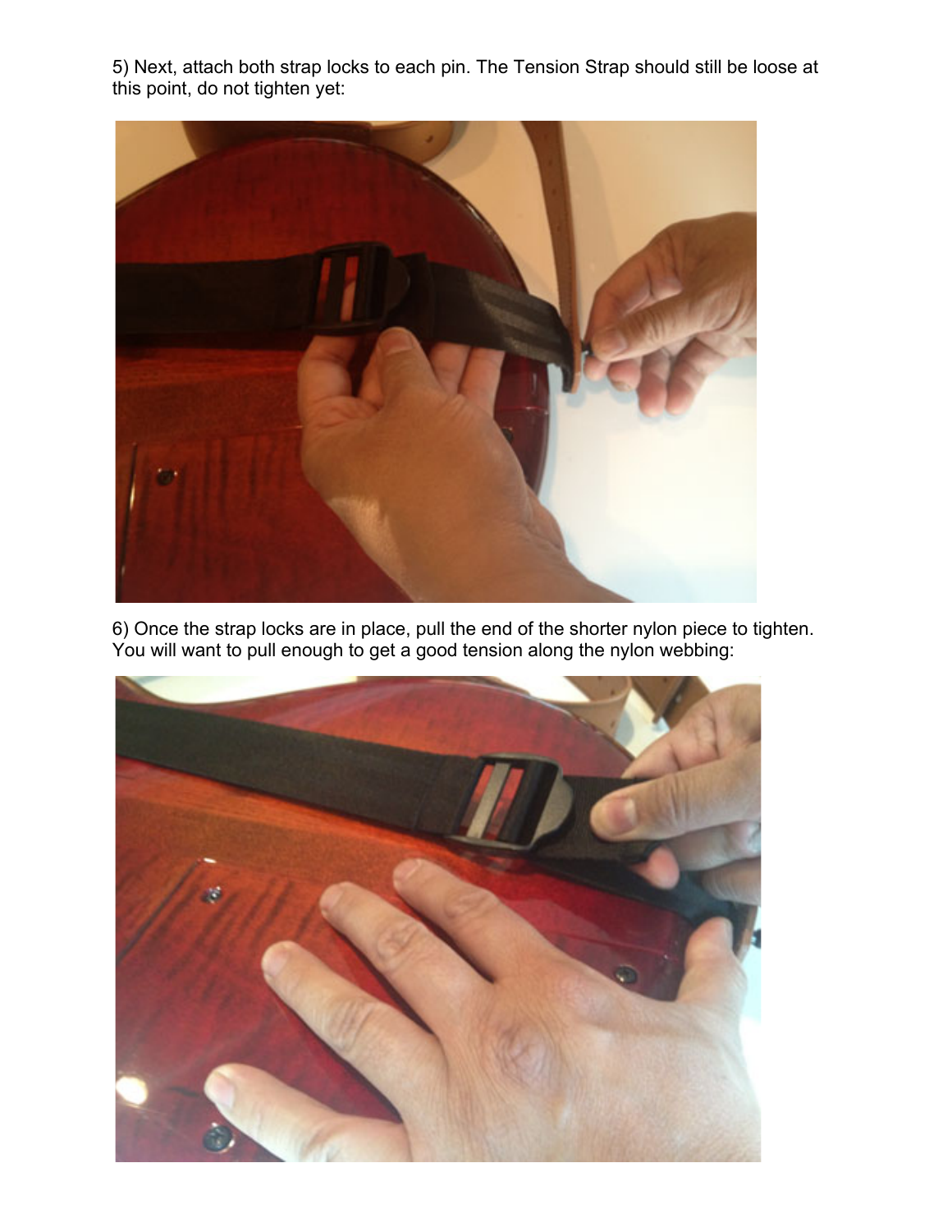5) Next, attach both strap locks to each pin. The Tension Strap should still be loose at this point, do not tighten yet:

6) Once the strap locks are in place, pull the end of the shorter nylon piece to tighten. You will want to pull enough to get a good tension along the nylon webbing: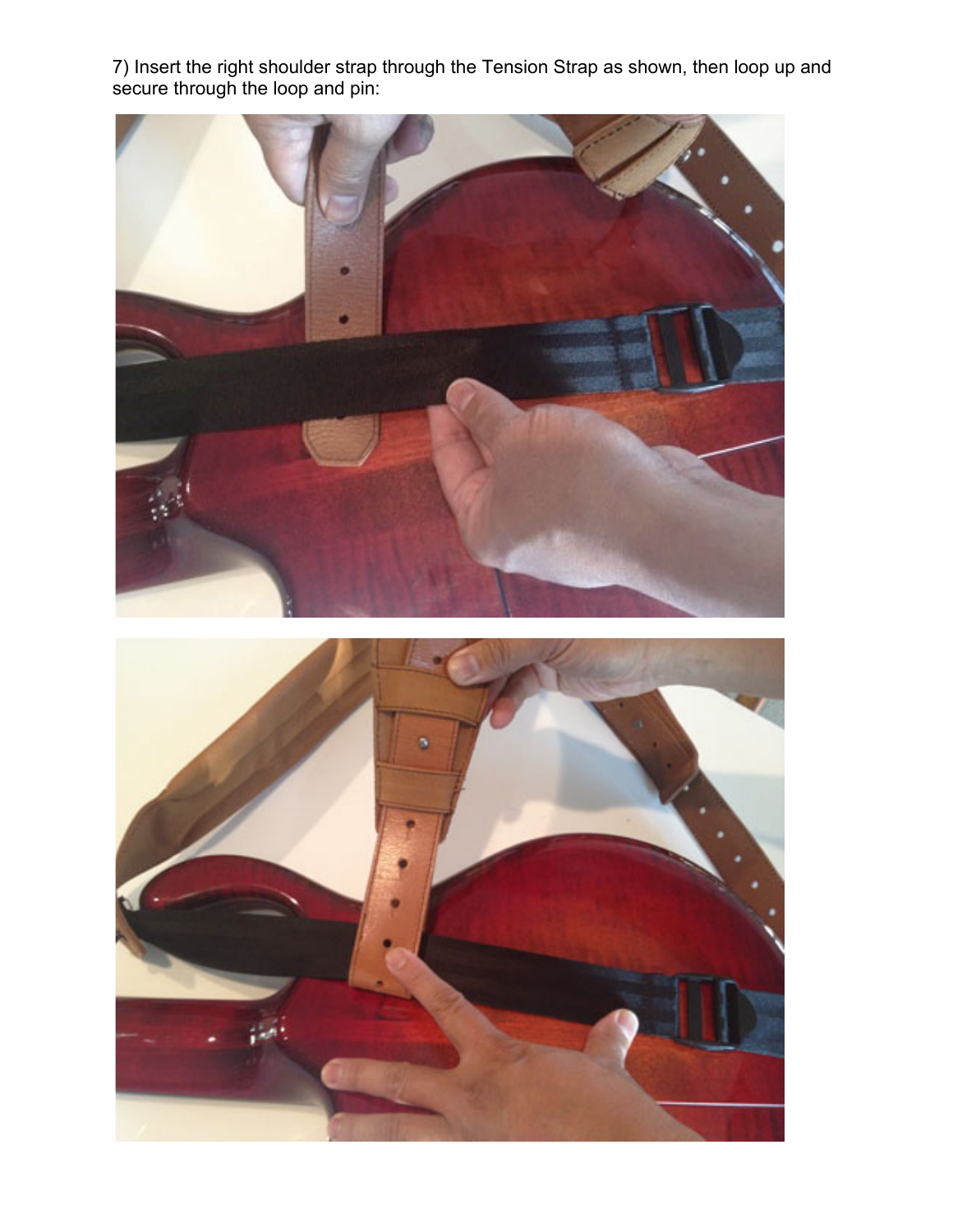7) Insert the right shoulder strap through the Tension Strap as shown, then loop up and secure through the loop and pin: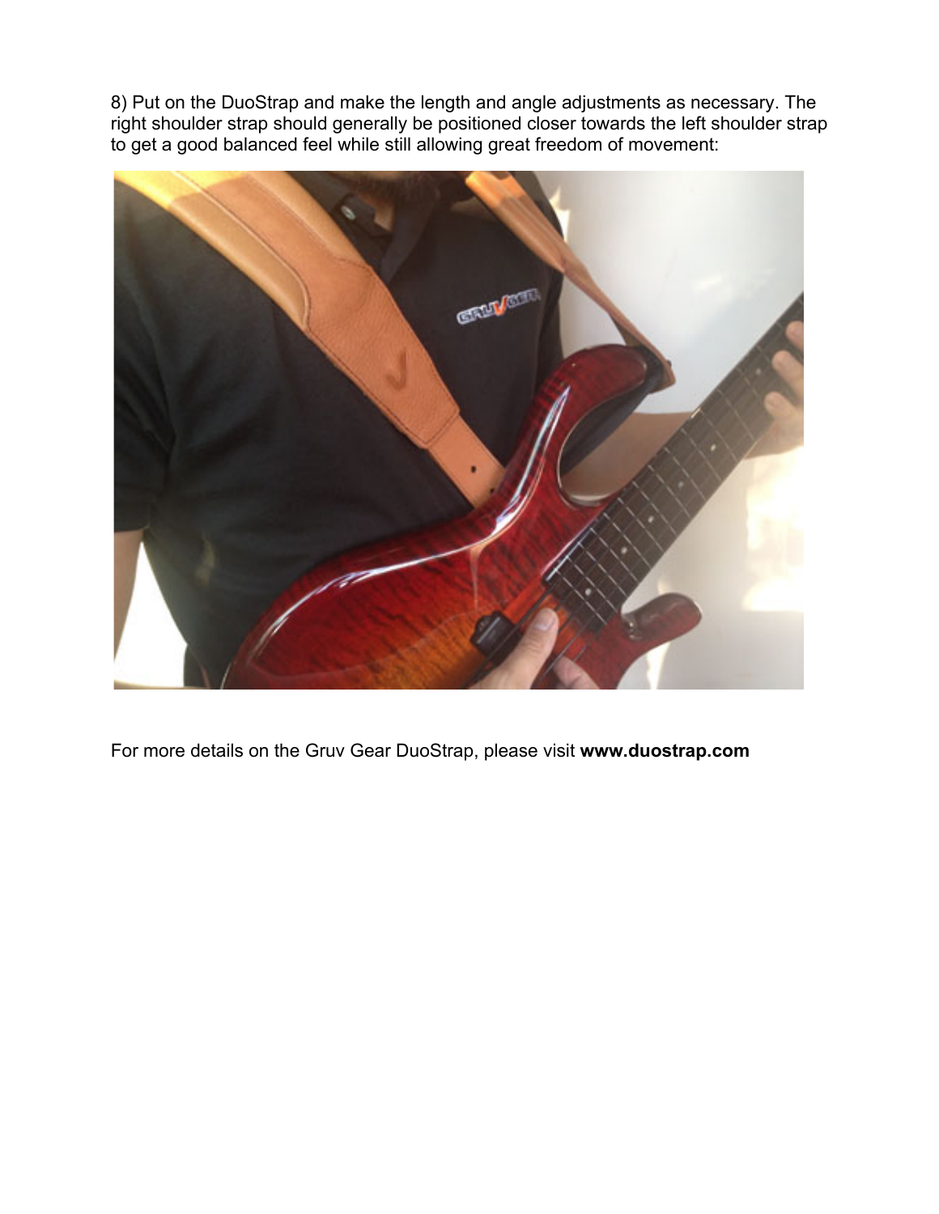8) Put on the DuoStrap and make the length and angle adjustments as necessary. The right shoulder strap should generally be positioned closer towards the left shoulder strap to get a good balanced feel while still allowing great freedom of movement:

For more details on the Gruv Gear DuoStrap, please visit **www.duostrap.com**